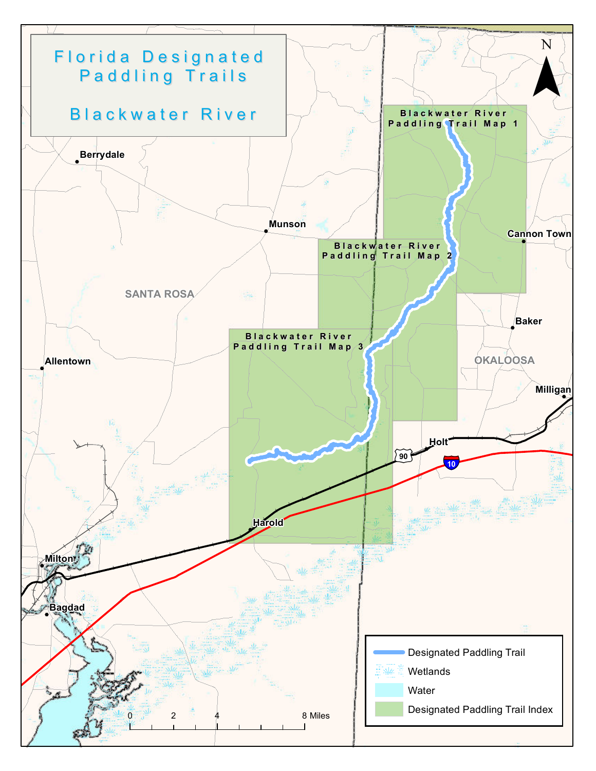# Florida Designated Paddling Trails

## Blackwater River

Blackwater River Paddling Trail Map 1

Blackwater River Paddling Trail Map 2

Blackwater River Paddling Trail Map 3

Berrydale

Munson

Cannon Town

SANTA ROSA

Baker

OKALOOSA

Allentown

Milligan

Holt

90

10

Harold

Milton

Bagdad

N

0 2 4 8 Miles

- Designated Paddling Trail
- Wetlands
- Water
- Designated Paddling Trail Index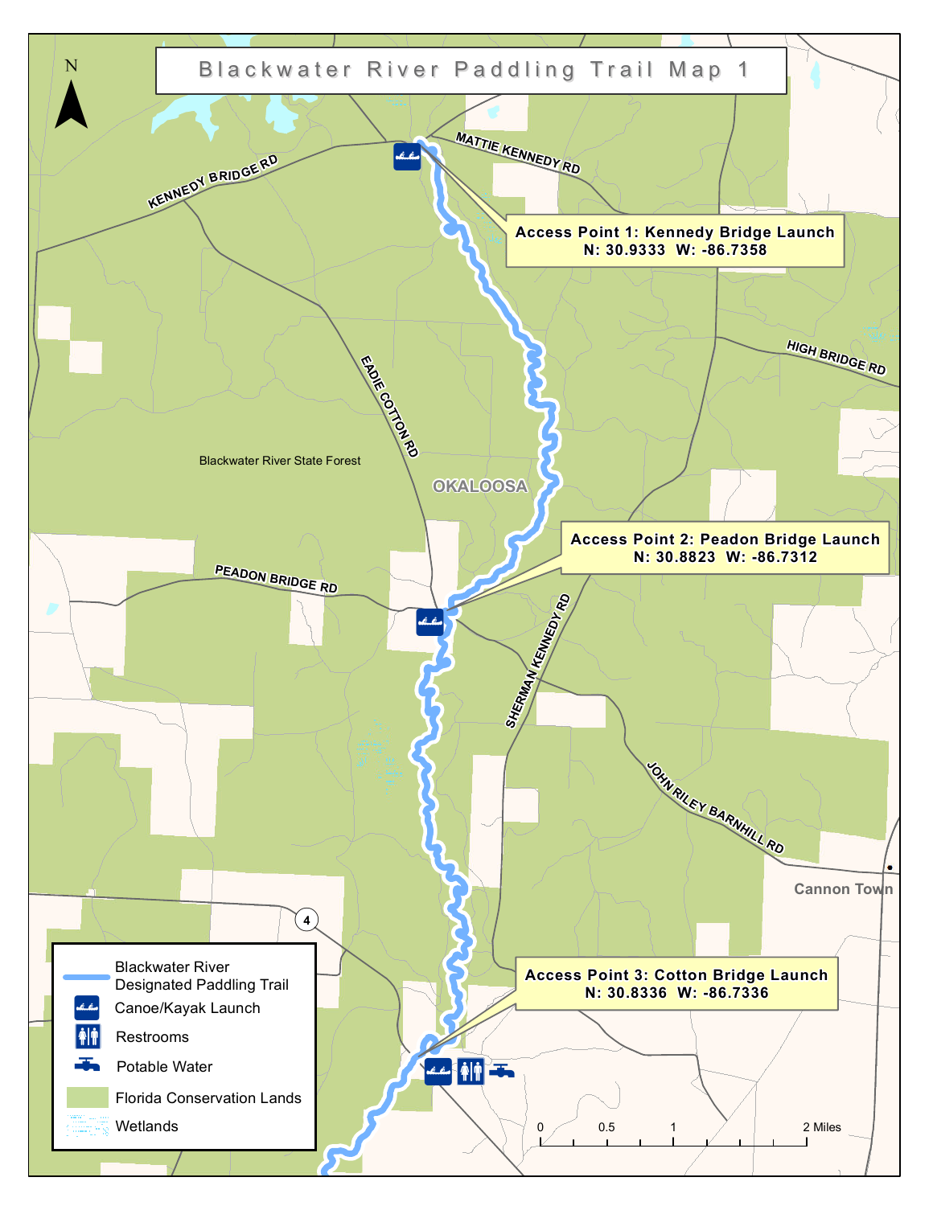# Blackwater River Paddling Trail Map 1

**Access Point 1: Kennedy Bridge Launch**
N: 30.9333 W: -86.7358

**Access Point 2: Peadon Bridge Launch**
N: 30.8823 W: -86.7312

**Access Point 3: Cotton Bridge Launch**
N: 30.8336 W: -86.7336

KENNEDY BRIDGE RD

MATTIE KENNEDY RD

HIGH BRIDGE RD

EADIE COTTON RD

Blackwater River State Forest

OKALOOSA

PEADON BRIDGE RD

SHERMAN KENNEDY RD

JOHN RILEY BARNHILL RD

Cannon Town

4

Legend:

- Blackwater River Designated Paddling Trail
- Canoe/Kayak Launch
- Restrooms
- Potable Water
- Florida Conservation Lands
- Wetlands

0 0.5 1 2 Miles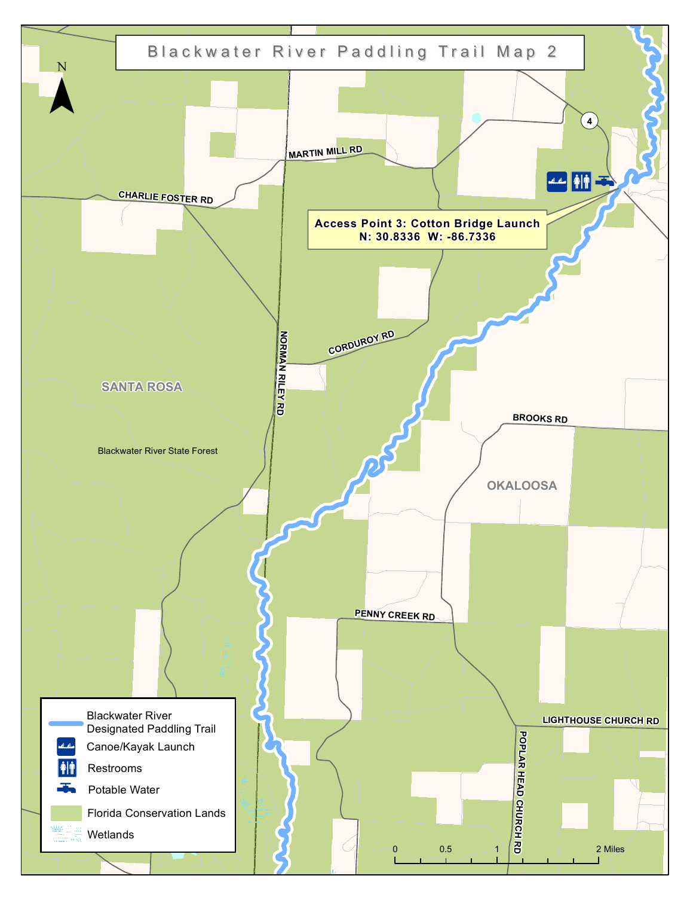# Blackwater River Paddling Trail Map 2

N

MARTIN MILL RD

CHARLIE FOSTER RD

4

Access Point 3: Cotton Bridge Launch
N: 30.8336 W: -86.7336

CORDUROY RD

NORMAN RILEY RD

SANTA ROSA

Blackwater River State Forest

BROOKS RD

OKALOOSA

PENNY CREEK RD

LIGHTHOUSE CHURCH RD

POPLAR HEAD CHURCH RD

- Blackwater River Designated Paddling Trail
- Canoe/Kayak Launch
- Restrooms
- Potable Water
- Florida Conservation Lands
- Wetlands

0 0.5 1 2 Miles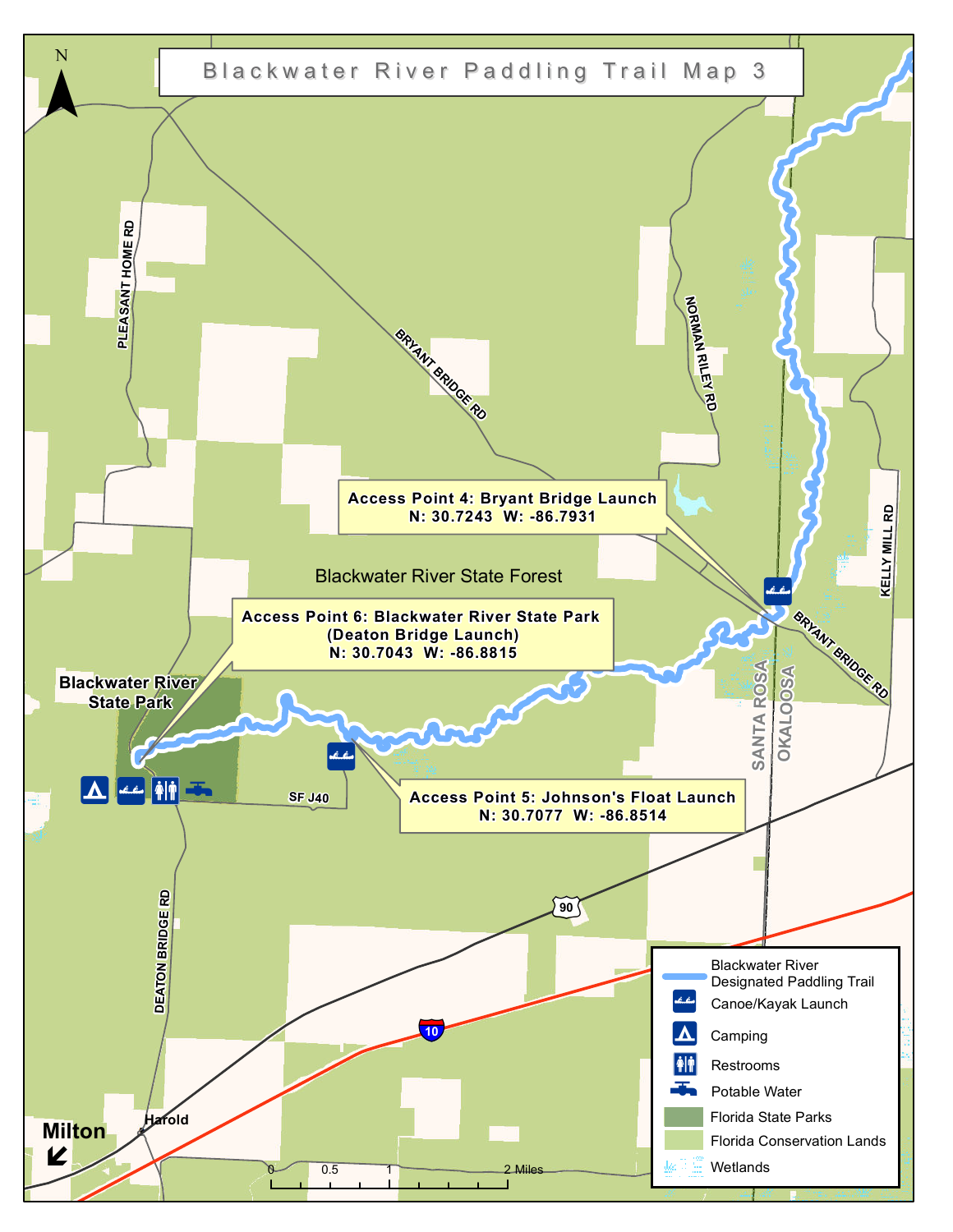# Blackwater River Paddling Trail Map 3

**Access Point 4: Bryant Bridge Launch**
N: 30.7243 W: -86.7931

**Access Point 5: Johnson's Float Launch**
N: 30.7077 W: -86.8514

**Access Point 6: Blackwater River State Park (Deaton Bridge Launch)**
N: 30.7043 W: -86.8815

Blackwater River State Forest

Blackwater River State Park

PLEASANT HOME RD

BRYANT BRIDGE RD

NORMAN RILEY RD

KELLY MILL RD

DEATON BRIDGE RD

SF J40

SANTA ROSA

OKALOOSA

90

10

Harold

Milton

0 0.5 1 2 Miles

N

**Legend**

- Blackwater River Designated Paddling Trail
- Canoe/Kayak Launch
- Camping
- Restrooms
- Potable Water
- Florida State Parks
- Florida Conservation Lands
- Wetlands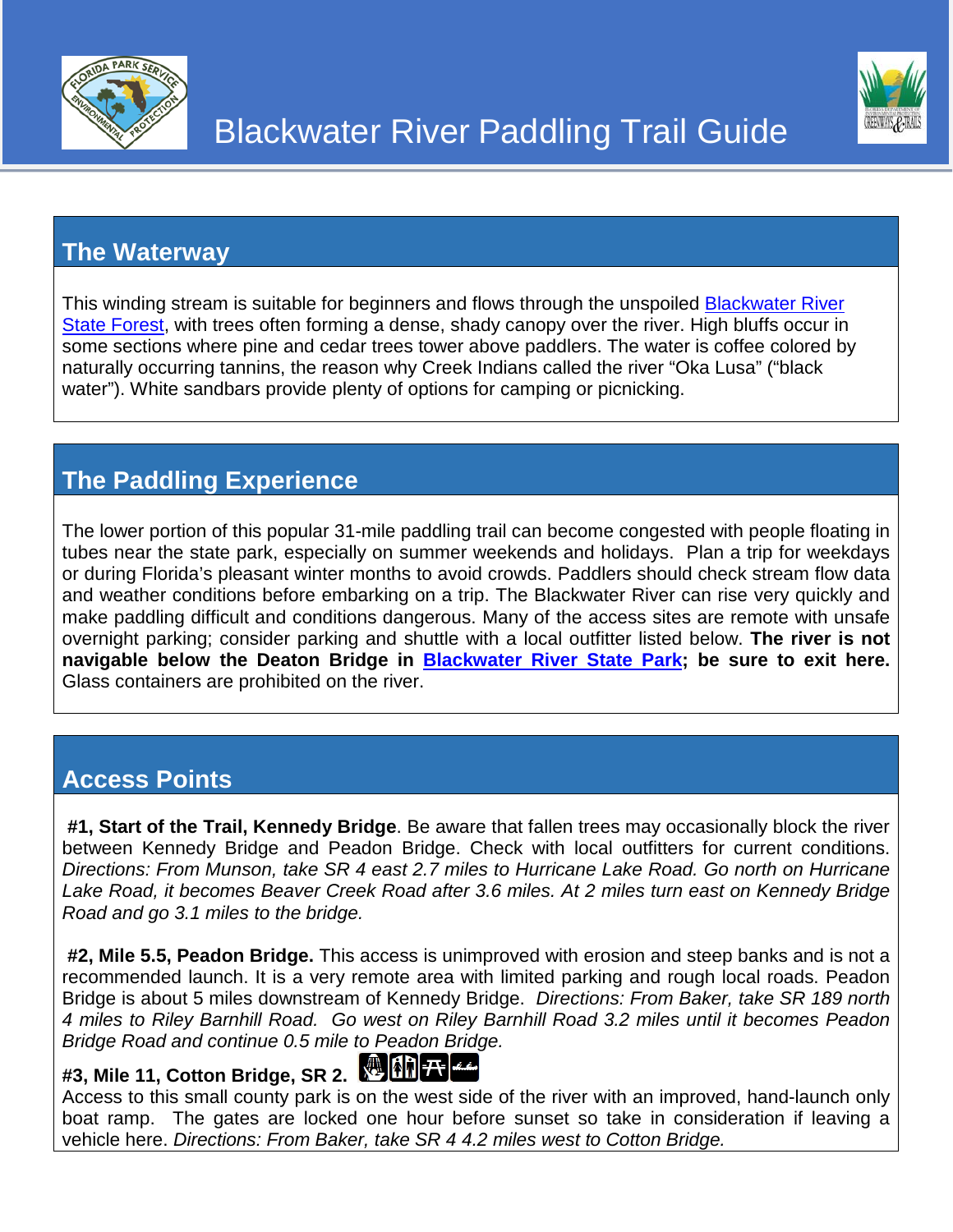# Blackwater River Paddling Trail Guide

## The Waterway

This winding stream is suitable for beginners and flows through the unspoiled Blackwater River State Forest, with trees often forming a dense, shady canopy over the river. High bluffs occur in some sections where pine and cedar trees tower above paddlers. The water is coffee colored by naturally occurring tannins, the reason why Creek Indians called the river “Oka Lusa” (“black water”). White sandbars provide plenty of options for camping or picnicking.

## The Paddling Experience

The lower portion of this popular 31-mile paddling trail can become congested with people floating in tubes near the state park, especially on summer weekends and holidays. Plan a trip for weekdays or during Florida’s pleasant winter months to avoid crowds. Paddlers should check stream flow data and weather conditions before embarking on a trip. The Blackwater River can rise very quickly and make paddling difficult and conditions dangerous. Many of the access sites are remote with unsafe overnight parking; consider parking and shuttle with a local outfitter listed below. **The river is not navigable below the Deaton Bridge in Blackwater River State Park; be sure to exit here.** Glass containers are prohibited on the river.

## Access Points

**#1, Start of the Trail, Kennedy Bridge**. Be aware that fallen trees may occasionally block the river between Kennedy Bridge and Peadon Bridge. Check with local outfitters for current conditions. *Directions: From Munson, take SR 4 east 2.7 miles to Hurricane Lake Road. Go north on Hurricane Lake Road, it becomes Beaver Creek Road after 3.6 miles. At 2 miles turn east on Kennedy Bridge Road and go 3.1 miles to the bridge.*

**#2, Mile 5.5, Peadon Bridge.** This access is unimproved with erosion and steep banks and is not a recommended launch. It is a very remote area with limited parking and rough local roads. Peadon Bridge is about 5 miles downstream of Kennedy Bridge. *Directions: From Baker, take SR 189 north 4 miles to Riley Barnhill Road. Go west on Riley Barnhill Road 3.2 miles until it becomes Peadon Bridge Road and continue 0.5 mile to Peadon Bridge.*

**#3, Mile 11, Cotton Bridge, SR 2.**
Access to this small county park is on the west side of the river with an improved, hand-launch only boat ramp. The gates are locked one hour before sunset so take in consideration if leaving a vehicle here. *Directions: From Baker, take SR 4 4.2 miles west to Cotton Bridge.*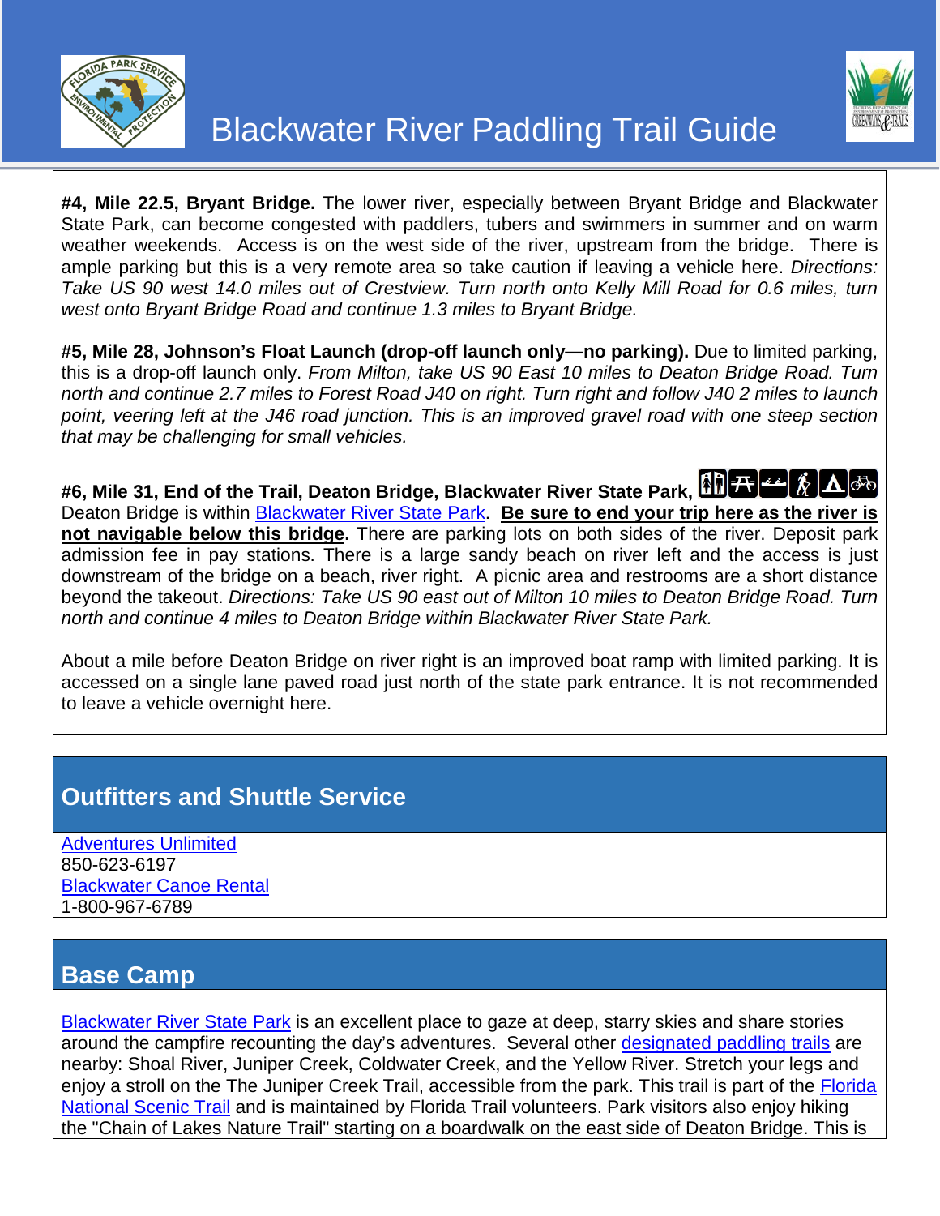**#4, Mile 22.5, Bryant Bridge.** The lower river, especially between Bryant Bridge and Blackwater State Park, can become congested with paddlers, tubers and swimmers in summer and on warm weather weekends. Access is on the west side of the river, upstream from the bridge. There is ample parking but this is a very remote area so take caution if leaving a vehicle here. *Directions: Take US 90 west 14.0 miles out of Crestview. Turn north onto Kelly Mill Road for 0.6 miles, turn west onto Bryant Bridge Road and continue 1.3 miles to Bryant Bridge.*

**#5, Mile 28, Johnson's Float Launch (drop-off launch only—no parking).** Due to limited parking, this is a drop-off launch only. *From Milton, take US 90 East 10 miles to Deaton Bridge Road. Turn north and continue 2.7 miles to Forest Road J40 on right. Turn right and follow J40 2 miles to launch point, veering left at the J46 road junction. This is an improved gravel road with one steep section that may be challenging for small vehicles.*

**#6, Mile 31, End of the Trail, Deaton Bridge, Blackwater River State Park,** Deaton Bridge is within Blackwater River State Park. **Be sure to end your trip here as the river is not navigable below this bridge.** There are parking lots on both sides of the river. Deposit park admission fee in pay stations. There is a large sandy beach on river left and the access is just downstream of the bridge on a beach, river right. A picnic area and restrooms are a short distance beyond the takeout. *Directions: Take US 90 east out of Milton 10 miles to Deaton Bridge Road. Turn north and continue 4 miles to Deaton Bridge within Blackwater River State Park.*

About a mile before Deaton Bridge on river right is an improved boat ramp with limited parking. It is accessed on a single lane paved road just north of the state park entrance. It is not recommended to leave a vehicle overnight here.

## Outfitters and Shuttle Service

Adventures Unlimited
850-623-6197
Blackwater Canoe Rental
1-800-967-6789

## Base Camp

Blackwater River State Park is an excellent place to gaze at deep, starry skies and share stories around the campfire recounting the day's adventures. Several other designated paddling trails are nearby: Shoal River, Juniper Creek, Coldwater Creek, and the Yellow River. Stretch your legs and enjoy a stroll on the The Juniper Creek Trail, accessible from the park. This trail is part of the Florida National Scenic Trail and is maintained by Florida Trail volunteers. Park visitors also enjoy hiking the "Chain of Lakes Nature Trail" starting on a boardwalk on the east side of Deaton Bridge. This is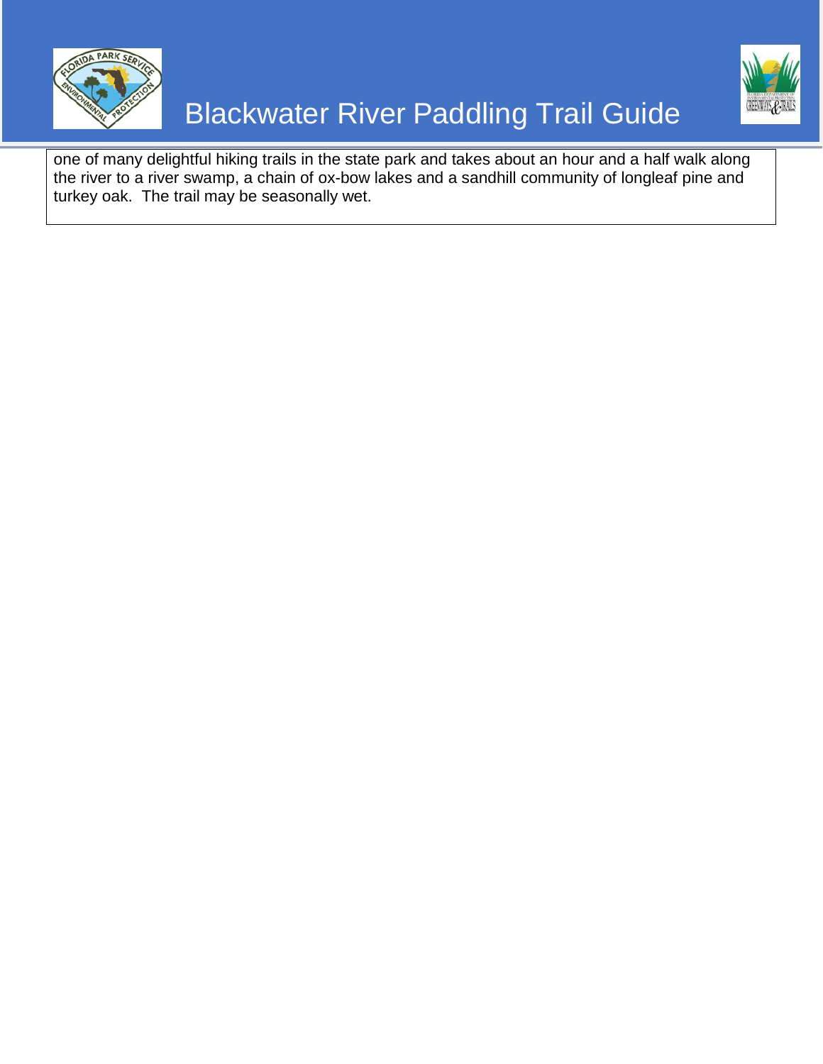one of many delightful hiking trails in the state park and takes about an hour and a half walk along the river to a river swamp, a chain of ox-bow lakes and a sandhill community of longleaf pine and turkey oak.  The trail may be seasonally wet.